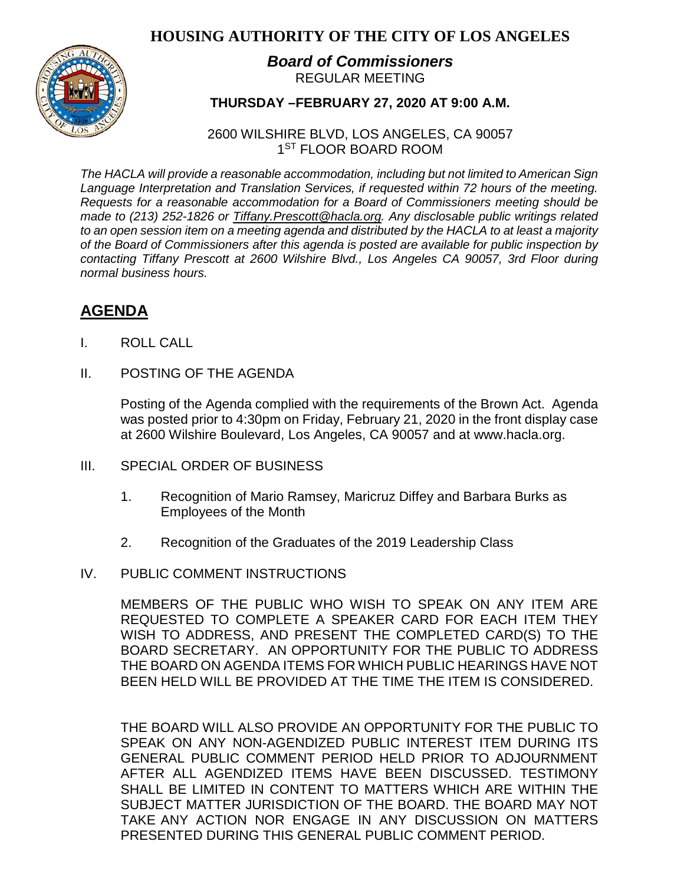# HOUSING AUTHORITY OF THE CITY OF LOS ANGELES

***Board of Commissioners***

REGULAR MEETING

**THURSDAY –FEBRUARY 27, 2020 AT 9:00 A.M.**

2600 WILSHIRE BLVD, LOS ANGELES, CA 90057
1ST FLOOR BOARD ROOM

*The HACLA will provide a reasonable accommodation, including but not limited to American Sign Language Interpretation and Translation Services, if requested within 72 hours of the meeting. Requests for a reasonable accommodation for a Board of Commissioners meeting should be made to (213) 252-1826 or Tiffany.Prescott@hacla.org. Any disclosable public writings related to an open session item on a meeting agenda and distributed by the HACLA to at least a majority of the Board of Commissioners after this agenda is posted are available for public inspection by contacting Tiffany Prescott at 2600 Wilshire Blvd., Los Angeles CA 90057, 3rd Floor during normal business hours.*

## AGENDA

I. ROLL CALL

II. POSTING OF THE AGENDA

Posting of the Agenda complied with the requirements of the Brown Act. Agenda was posted prior to 4:30pm on Friday, February 21, 2020 in the front display case at 2600 Wilshire Boulevard, Los Angeles, CA 90057 and at www.hacla.org.

III. SPECIAL ORDER OF BUSINESS

1. Recognition of Mario Ramsey, Maricruz Diffey and Barbara Burks as Employees of the Month

2. Recognition of the Graduates of the 2019 Leadership Class

IV. PUBLIC COMMENT INSTRUCTIONS

MEMBERS OF THE PUBLIC WHO WISH TO SPEAK ON ANY ITEM ARE REQUESTED TO COMPLETE A SPEAKER CARD FOR EACH ITEM THEY WISH TO ADDRESS, AND PRESENT THE COMPLETED CARD(S) TO THE BOARD SECRETARY. AN OPPORTUNITY FOR THE PUBLIC TO ADDRESS THE BOARD ON AGENDA ITEMS FOR WHICH PUBLIC HEARINGS HAVE NOT BEEN HELD WILL BE PROVIDED AT THE TIME THE ITEM IS CONSIDERED.

THE BOARD WILL ALSO PROVIDE AN OPPORTUNITY FOR THE PUBLIC TO SPEAK ON ANY NON-AGENDIZED PUBLIC INTEREST ITEM DURING ITS GENERAL PUBLIC COMMENT PERIOD HELD PRIOR TO ADJOURNMENT AFTER ALL AGENDIZED ITEMS HAVE BEEN DISCUSSED. TESTIMONY SHALL BE LIMITED IN CONTENT TO MATTERS WHICH ARE WITHIN THE SUBJECT MATTER JURISDICTION OF THE BOARD. THE BOARD MAY NOT TAKE ANY ACTION NOR ENGAGE IN ANY DISCUSSION ON MATTERS PRESENTED DURING THIS GENERAL PUBLIC COMMENT PERIOD.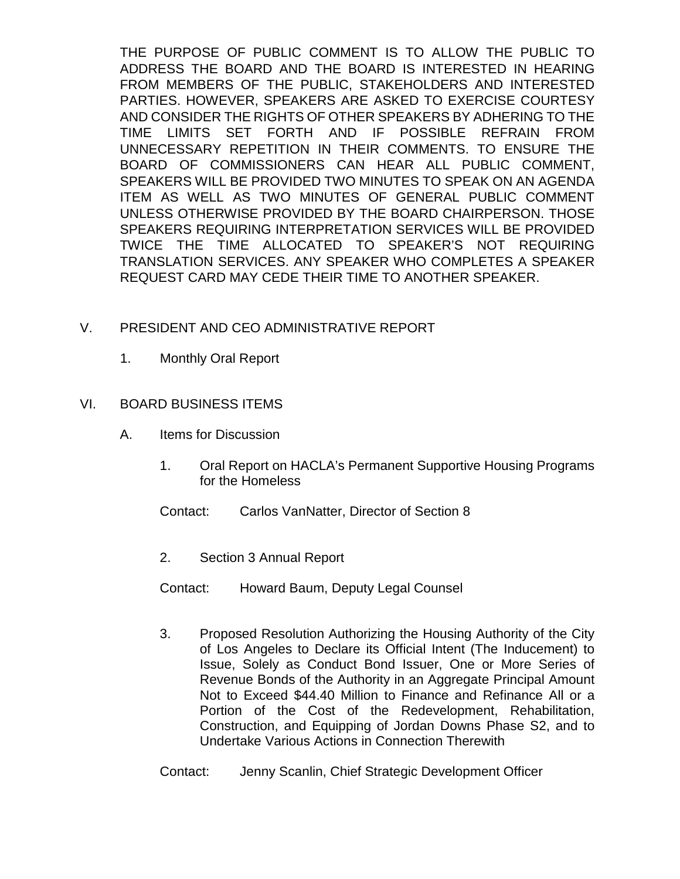THE PURPOSE OF PUBLIC COMMENT IS TO ALLOW THE PUBLIC TO ADDRESS THE BOARD AND THE BOARD IS INTERESTED IN HEARING FROM MEMBERS OF THE PUBLIC, STAKEHOLDERS AND INTERESTED PARTIES. HOWEVER, SPEAKERS ARE ASKED TO EXERCISE COURTESY AND CONSIDER THE RIGHTS OF OTHER SPEAKERS BY ADHERING TO THE TIME LIMITS SET FORTH AND IF POSSIBLE REFRAIN FROM UNNECESSARY REPETITION IN THEIR COMMENTS. TO ENSURE THE BOARD OF COMMISSIONERS CAN HEAR ALL PUBLIC COMMENT, SPEAKERS WILL BE PROVIDED TWO MINUTES TO SPEAK ON AN AGENDA ITEM AS WELL AS TWO MINUTES OF GENERAL PUBLIC COMMENT UNLESS OTHERWISE PROVIDED BY THE BOARD CHAIRPERSON. THOSE SPEAKERS REQUIRING INTERPRETATION SERVICES WILL BE PROVIDED TWICE THE TIME ALLOCATED TO SPEAKER'S NOT REQUIRING TRANSLATION SERVICES. ANY SPEAKER WHO COMPLETES A SPEAKER REQUEST CARD MAY CEDE THEIR TIME TO ANOTHER SPEAKER.

## V. PRESIDENT AND CEO ADMINISTRATIVE REPORT

1. Monthly Oral Report

## VI. BOARD BUSINESS ITEMS

### A. Items for Discussion

1. Oral Report on HACLA's Permanent Supportive Housing Programs for the Homeless

   Contact: Carlos VanNatter, Director of Section 8

2. Section 3 Annual Report

   Contact: Howard Baum, Deputy Legal Counsel

3. Proposed Resolution Authorizing the Housing Authority of the City of Los Angeles to Declare its Official Intent (The Inducement) to Issue, Solely as Conduct Bond Issuer, One or More Series of Revenue Bonds of the Authority in an Aggregate Principal Amount Not to Exceed $44.40 Million to Finance and Refinance All or a Portion of the Cost of the Redevelopment, Rehabilitation, Construction, and Equipping of Jordan Downs Phase S2, and to Undertake Various Actions in Connection Therewith

   Contact: Jenny Scanlin, Chief Strategic Development Officer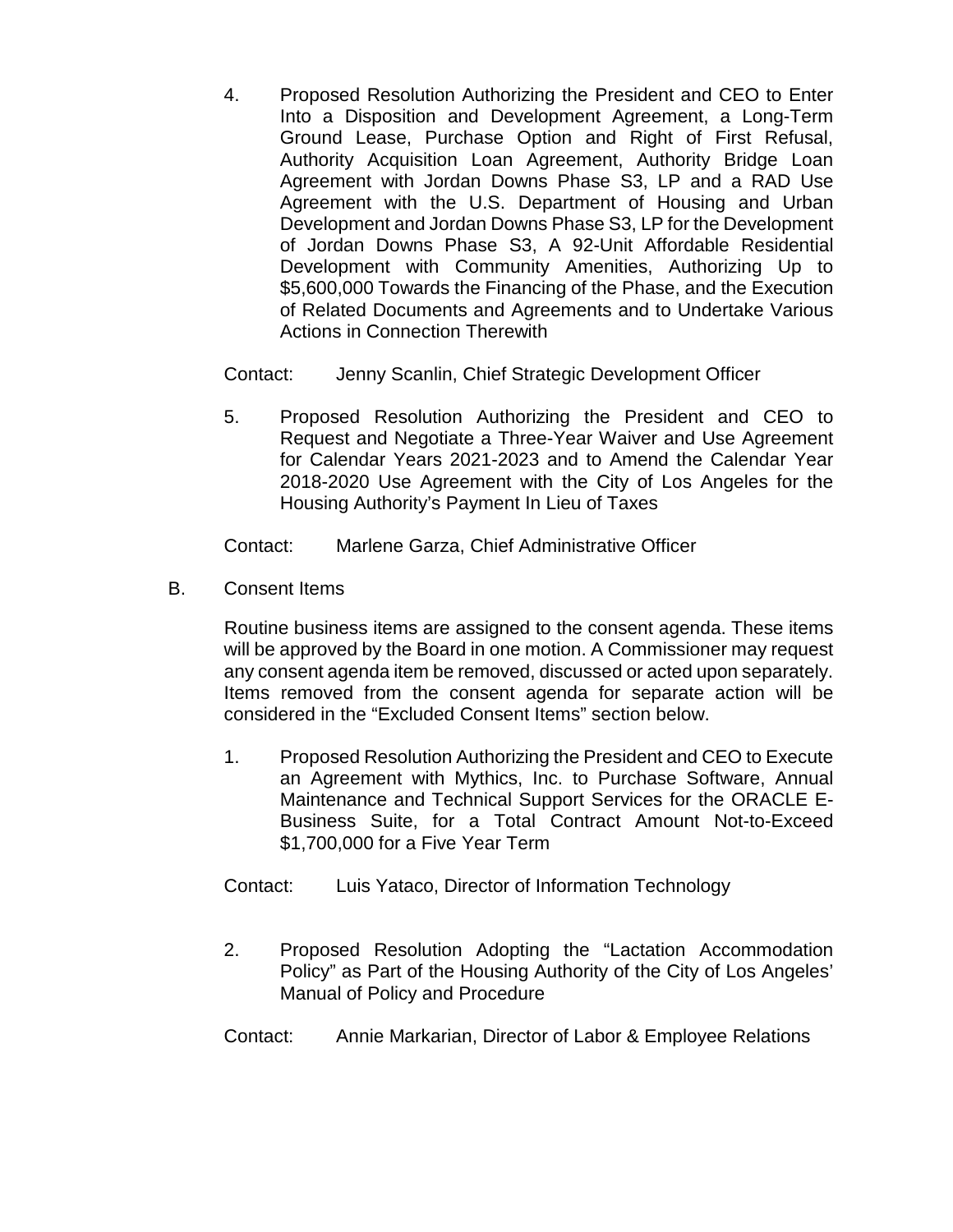4. Proposed Resolution Authorizing the President and CEO to Enter Into a Disposition and Development Agreement, a Long-Term Ground Lease, Purchase Option and Right of First Refusal, Authority Acquisition Loan Agreement, Authority Bridge Loan Agreement with Jordan Downs Phase S3, LP and a RAD Use Agreement with the U.S. Department of Housing and Urban Development and Jordan Downs Phase S3, LP for the Development of Jordan Downs Phase S3, A 92-Unit Affordable Residential Development with Community Amenities, Authorizing Up to $5,600,000 Towards the Financing of the Phase, and the Execution of Related Documents and Agreements and to Undertake Various Actions in Connection Therewith

   Contact: Jenny Scanlin, Chief Strategic Development Officer

5. Proposed Resolution Authorizing the President and CEO to Request and Negotiate a Three-Year Waiver and Use Agreement for Calendar Years 2021-2023 and to Amend the Calendar Year 2018-2020 Use Agreement with the City of Los Angeles for the Housing Authority's Payment In Lieu of Taxes

   Contact: Marlene Garza, Chief Administrative Officer

B. Consent Items

Routine business items are assigned to the consent agenda. These items will be approved by the Board in one motion. A Commissioner may request any consent agenda item be removed, discussed or acted upon separately. Items removed from the consent agenda for separate action will be considered in the "Excluded Consent Items" section below.

1. Proposed Resolution Authorizing the President and CEO to Execute an Agreement with Mythics, Inc. to Purchase Software, Annual Maintenance and Technical Support Services for the ORACLE E-Business Suite, for a Total Contract Amount Not-to-Exceed $1,700,000 for a Five Year Term

   Contact: Luis Yataco, Director of Information Technology

2. Proposed Resolution Adopting the "Lactation Accommodation Policy" as Part of the Housing Authority of the City of Los Angeles' Manual of Policy and Procedure

   Contact: Annie Markarian, Director of Labor & Employee Relations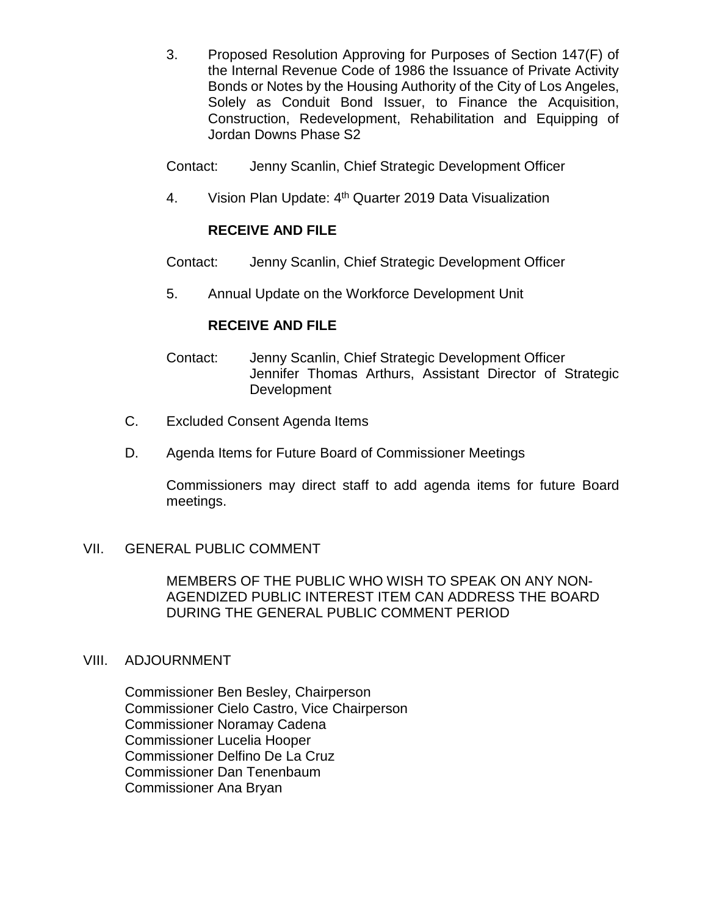3. Proposed Resolution Approving for Purposes of Section 147(F) of the Internal Revenue Code of 1986 the Issuance of Private Activity Bonds or Notes by the Housing Authority of the City of Los Angeles, Solely as Conduit Bond Issuer, to Finance the Acquisition, Construction, Redevelopment, Rehabilitation and Equipping of Jordan Downs Phase S2

   Contact: Jenny Scanlin, Chief Strategic Development Officer

4. Vision Plan Update: 4th Quarter 2019 Data Visualization

   **RECEIVE AND FILE**

   Contact: Jenny Scanlin, Chief Strategic Development Officer

5. Annual Update on the Workforce Development Unit

   **RECEIVE AND FILE**

   Contact: Jenny Scanlin, Chief Strategic Development Officer
   Jennifer Thomas Arthurs, Assistant Director of Strategic Development

C. Excluded Consent Agenda Items

D. Agenda Items for Future Board of Commissioner Meetings

   Commissioners may direct staff to add agenda items for future Board meetings.

VII. GENERAL PUBLIC COMMENT

MEMBERS OF THE PUBLIC WHO WISH TO SPEAK ON ANY NON-AGENDIZED PUBLIC INTEREST ITEM CAN ADDRESS THE BOARD DURING THE GENERAL PUBLIC COMMENT PERIOD

VIII. ADJOURNMENT

Commissioner Ben Besley, Chairperson
Commissioner Cielo Castro, Vice Chairperson
Commissioner Noramay Cadena
Commissioner Lucelia Hooper
Commissioner Delfino De La Cruz
Commissioner Dan Tenenbaum
Commissioner Ana Bryan